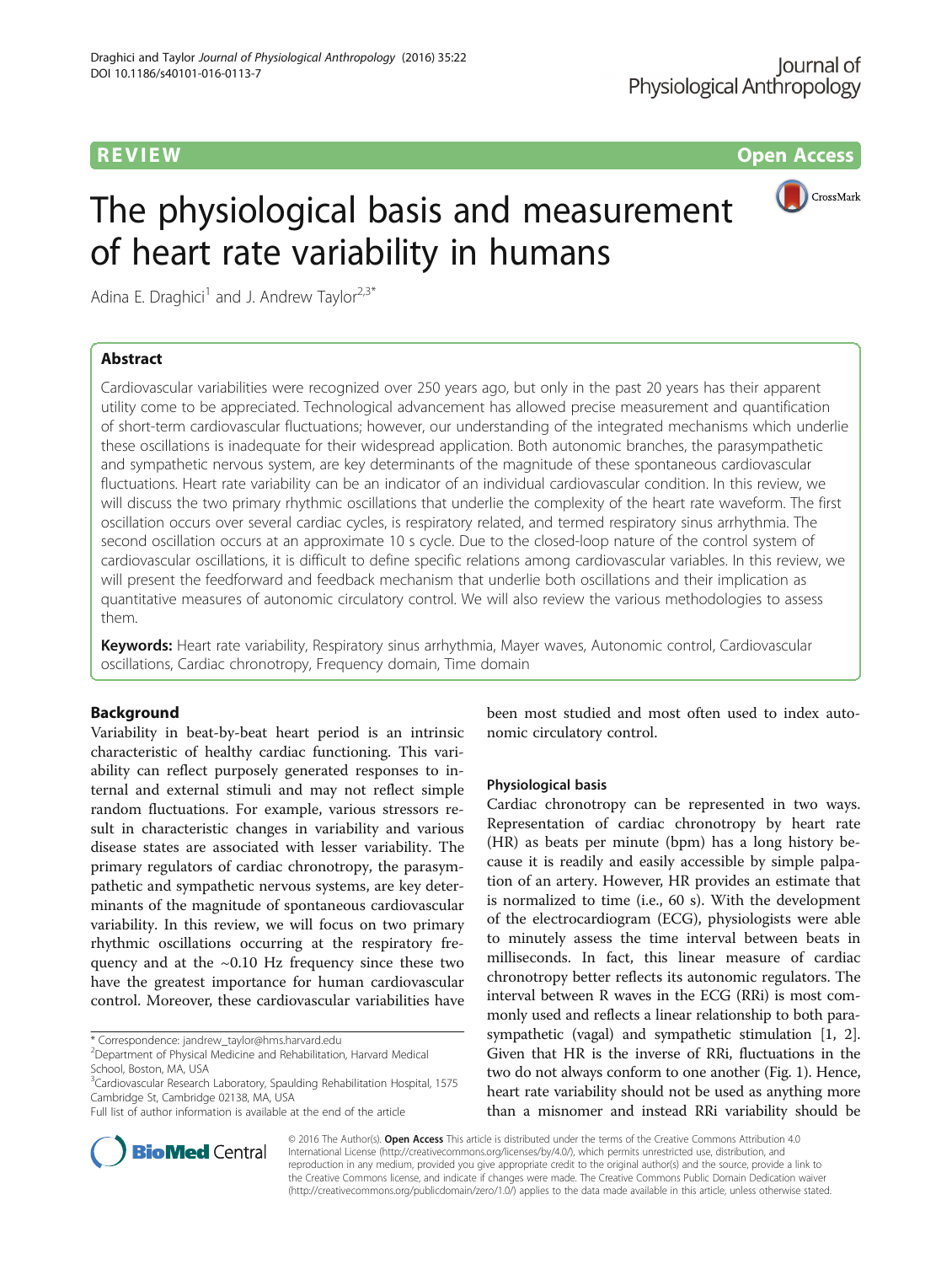REVIEW

Open Access

# The physiological basis and measurement of heart rate variability in humans

Adina E. Draghici[1] and J. Andrew Taylor[2,3*]

## Abstract

Cardiovascular variabilities were recognized over 250 years ago, but only in the past 20 years has their apparent utility come to be appreciated. Technological advancement has allowed precise measurement and quantification of short-term cardiovascular fluctuations; however, our understanding of the integrated mechanisms which underlie these oscillations is inadequate for their widespread application. Both autonomic branches, the parasympathetic and sympathetic nervous system, are key determinants of the magnitude of these spontaneous cardiovascular fluctuations. Heart rate variability can be an indicator of an individual cardiovascular condition. In this review, we will discuss the two primary rhythmic oscillations that underlie the complexity of the heart rate waveform. The first oscillation occurs over several cardiac cycles, is respiratory related, and termed respiratory sinus arrhythmia. The second oscillation occurs at an approximate 10 s cycle. Due to the closed-loop nature of the control system of cardiovascular oscillations, it is difficult to define specific relations among cardiovascular variables. In this review, we will present the feedforward and feedback mechanism that underlie both oscillations and their implication as quantitative measures of autonomic circulatory control. We will also review the various methodologies to assess them.

**Keywords:** Heart rate variability, Respiratory sinus arrhythmia, Mayer waves, Autonomic control, Cardiovascular oscillations, Cardiac chronotropy, Frequency domain, Time domain

## Background

Variability in beat-by-beat heart period is an intrinsic characteristic of healthy cardiac functioning. This variability can reflect purposely generated responses to internal and external stimuli and may not reflect simple random fluctuations. For example, various stressors result in characteristic changes in variability and various disease states are associated with lesser variability. The primary regulators of cardiac chronotropy, the parasympathetic and sympathetic nervous systems, are key determinants of the magnitude of spontaneous cardiovascular variability. In this review, we will focus on two primary rhythmic oscillations occurring at the respiratory frequency and at the ~0.10 Hz frequency since these two have the greatest importance for human cardiovascular control. Moreover, these cardiovascular variabilities have been most studied and most often used to index autonomic circulatory control.

### Physiological basis

Cardiac chronotropy can be represented in two ways. Representation of cardiac chronotropy by heart rate (HR) as beats per minute (bpm) has a long history because it is readily and easily accessible by simple palpation of an artery. However, HR provides an estimate that is normalized to time (i.e., 60 s). With the development of the electrocardiogram (ECG), physiologists were able to minutely assess the time interval between beats in milliseconds. In fact, this linear measure of cardiac chronotropy better reflects its autonomic regulators. The interval between R waves in the ECG (RRi) is most commonly used and reflects a linear relationship to both parasympathetic (vagal) and sympathetic stimulation [1, 2]. Given that HR is the inverse of RRi, fluctuations in the two do not always conform to one another (Fig. 1). Hence, heart rate variability should not be used as anything more than a misnomer and instead RRi variability should be

\* Correspondence: jandrew_taylor@hms.harvard.edu
[2]Department of Physical Medicine and Rehabilitation, Harvard Medical School, Boston, MA, USA
[3]Cardiovascular Research Laboratory, Spaulding Rehabilitation Hospital, 1575 Cambridge St, Cambridge 02138, MA, USA
Full list of author information is available at the end of the article

© 2016 The Author(s). **Open Access** This article is distributed under the terms of the Creative Commons Attribution 4.0 International License (http://creativecommons.org/licenses/by/4.0/), which permits unrestricted use, distribution, and reproduction in any medium, provided you give appropriate credit to the original author(s) and the source, provide a link to the Creative Commons license, and indicate if changes were made. The Creative Commons Public Domain Dedication waiver (http://creativecommons.org/publicdomain/zero/1.0/) applies to the data made available in this article, unless otherwise stated.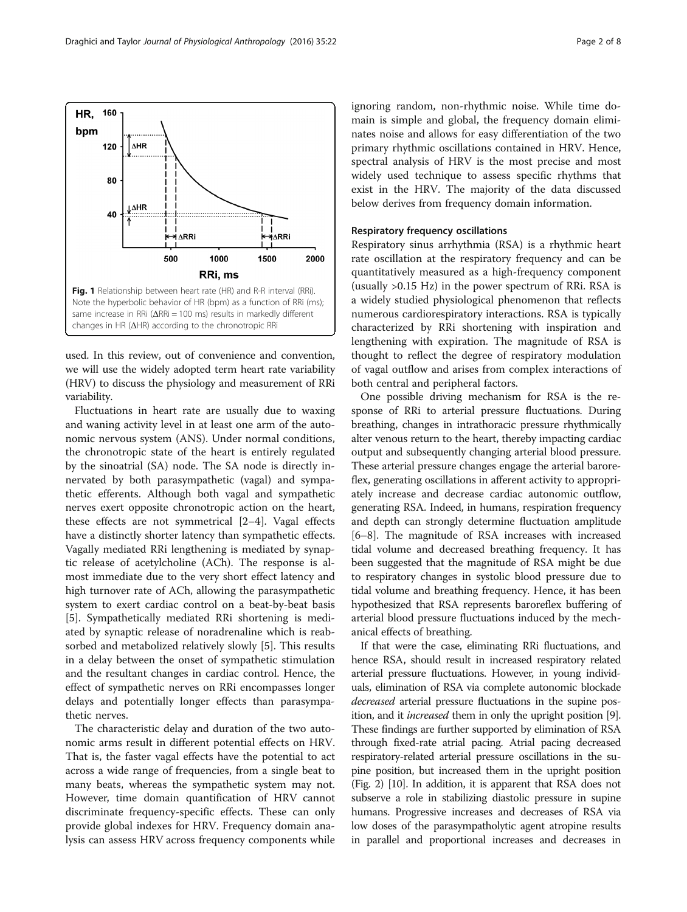**Fig. 1** Relationship between heart rate (HR) and R-R interval (RRi). Note the hyperbolic behavior of HR (bpm) as a function of RRi (ms); same increase in RRi ($\Delta$RRi = 100 ms) results in markedly different changes in HR ($\Delta$HR) according to the chronotropic RRi

used. In this review, out of convenience and convention, we will use the widely adopted term heart rate variability (HRV) to discuss the physiology and measurement of RRi variability.

Fluctuations in heart rate are usually due to waxing and waning activity level in at least one arm of the autonomic nervous system (ANS). Under normal conditions, the chronotropic state of the heart is entirely regulated by the sinoatrial (SA) node. The SA node is directly innervated by both parasympathetic (vagal) and sympathetic efferents. Although both vagal and sympathetic nerves exert opposite chronotropic action on the heart, these effects are not symmetrical [2–4]. Vagal effects have a distinctly shorter latency than sympathetic effects. Vagally mediated RRi lengthening is mediated by synaptic release of acetylcholine (ACh). The response is almost immediate due to the very short effect latency and high turnover rate of ACh, allowing the parasympathetic system to exert cardiac control on a beat-by-beat basis [5]. Sympathetically mediated RRi shortening is mediated by synaptic release of noradrenaline which is reabsorbed and metabolized relatively slowly [5]. This results in a delay between the onset of sympathetic stimulation and the resultant changes in cardiac control. Hence, the effect of sympathetic nerves on RRi encompasses longer delays and potentially longer effects than parasympathetic nerves.

The characteristic delay and duration of the two autonomic arms result in different potential effects on HRV. That is, the faster vagal effects have the potential to act across a wide range of frequencies, from a single beat to many beats, whereas the sympathetic system may not. However, time domain quantification of HRV cannot discriminate frequency-specific effects. These can only provide global indexes for HRV. Frequency domain analysis can assess HRV across frequency components while ignoring random, non-rhythmic noise. While time domain is simple and global, the frequency domain eliminates noise and allows for easy differentiation of the two primary rhythmic oscillations contained in HRV. Hence, spectral analysis of HRV is the most precise and most widely used technique to assess specific rhythms that exist in the HRV. The majority of the data discussed below derives from frequency domain information.

#### Respiratory frequency oscillations

Respiratory sinus arrhythmia (RSA) is a rhythmic heart rate oscillation at the respiratory frequency and can be quantitatively measured as a high-frequency component (usually >0.15 Hz) in the power spectrum of RRi. RSA is a widely studied physiological phenomenon that reflects numerous cardiorespiratory interactions. RSA is typically characterized by RRi shortening with inspiration and lengthening with expiration. The magnitude of RSA is thought to reflect the degree of respiratory modulation of vagal outflow and arises from complex interactions of both central and peripheral factors.

One possible driving mechanism for RSA is the response of RRi to arterial pressure fluctuations. During breathing, changes in intrathoracic pressure rhythmically alter venous return to the heart, thereby impacting cardiac output and subsequently changing arterial blood pressure. These arterial pressure changes engage the arterial baroreflex, generating oscillations in afferent activity to appropriately increase and decrease cardiac autonomic outflow, generating RSA. Indeed, in humans, respiration frequency and depth can strongly determine fluctuation amplitude [6–8]. The magnitude of RSA increases with increased tidal volume and decreased breathing frequency. It has been suggested that the magnitude of RSA might be due to respiratory changes in systolic blood pressure due to tidal volume and breathing frequency. Hence, it has been hypothesized that RSA represents baroreflex buffering of arterial blood pressure fluctuations induced by the mechanical effects of breathing.

If that were the case, eliminating RRi fluctuations, and hence RSA, should result in increased respiratory related arterial pressure fluctuations. However, in young individuals, elimination of RSA via complete autonomic blockade *decreased* arterial pressure fluctuations in the supine position, and it *increased* them in only the upright position [9]. These findings are further supported by elimination of RSA through fixed-rate atrial pacing. Atrial pacing decreased respiratory-related arterial pressure oscillations in the supine position, but increased them in the upright position (Fig. 2) [10]. In addition, it is apparent that RSA does not subserve a role in stabilizing diastolic pressure in supine humans. Progressive increases and decreases of RSA via low doses of the parasympatholytic agent atropine results in parallel and proportional increases and decreases in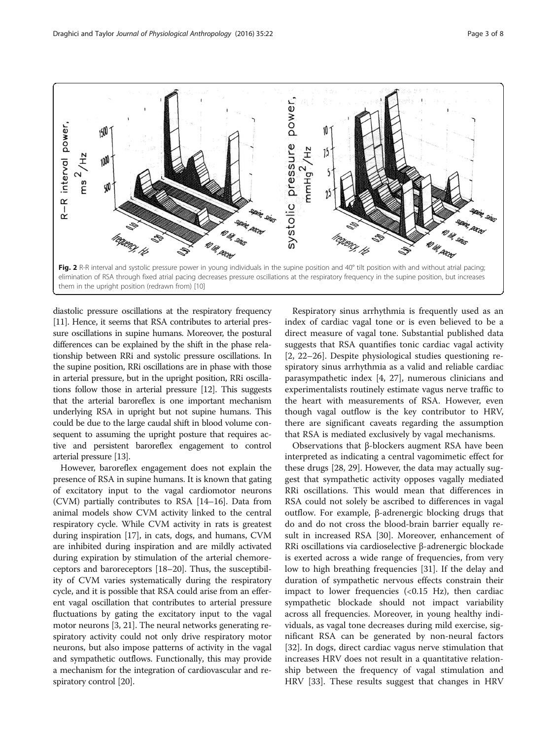**Fig. 2** R-R interval and systolic pressure power in young individuals in the supine position and 40° tilt position with and without atrial pacing; elimination of RSA through fixed atrial pacing decreases pressure oscillations at the respiratory frequency in the supine position, but increases them in the upright position (redrawn from) [10]

diastolic pressure oscillations at the respiratory frequency [11]. Hence, it seems that RSA contributes to arterial pressure oscillations in supine humans. Moreover, the postural differences can be explained by the shift in the phase relationship between RRi and systolic pressure oscillations. In the supine position, RRi oscillations are in phase with those in arterial pressure, but in the upright position, RRi oscillations follow those in arterial pressure [12]. This suggests that the arterial baroreflex is one important mechanism underlying RSA in upright but not supine humans. This could be due to the large caudal shift in blood volume consequent to assuming the upright posture that requires active and persistent baroreflex engagement to control arterial pressure [13].

However, baroreflex engagement does not explain the presence of RSA in supine humans. It is known that gating of excitatory input to the vagal cardiomotor neurons (CVM) partially contributes to RSA [14–16]. Data from animal models show CVM activity linked to the central respiratory cycle. While CVM activity in rats is greatest during inspiration [17], in cats, dogs, and humans, CVM are inhibited during inspiration and are mildly activated during expiration by stimulation of the arterial chemoreceptors and baroreceptors [18–20]. Thus, the susceptibility of CVM varies systematically during the respiratory cycle, and it is possible that RSA could arise from an efferent vagal oscillation that contributes to arterial pressure fluctuations by gating the excitatory input to the vagal motor neurons [3, 21]. The neural networks generating respiratory activity could not only drive respiratory motor neurons, but also impose patterns of activity in the vagal and sympathetic outflows. Functionally, this may provide a mechanism for the integration of cardiovascular and respiratory control [20].

Respiratory sinus arrhythmia is frequently used as an index of cardiac vagal tone or is even believed to be a direct measure of vagal tone. Substantial published data suggests that RSA quantifies tonic cardiac vagal activity [2, 22–26]. Despite physiological studies questioning respiratory sinus arrhythmia as a valid and reliable cardiac parasympathetic index [4, 27], numerous clinicians and experimentalists routinely estimate vagus nerve traffic to the heart with measurements of RSA. However, even though vagal outflow is the key contributor to HRV, there are significant caveats regarding the assumption that RSA is mediated exclusively by vagal mechanisms.

Observations that β-blockers augment RSA have been interpreted as indicating a central vagomimetic effect for these drugs [28, 29]. However, the data may actually suggest that sympathetic activity opposes vagally mediated RRi oscillations. This would mean that differences in RSA could not solely be ascribed to differences in vagal outflow. For example, β-adrenergic blocking drugs that do and do not cross the blood-brain barrier equally result in increased RSA [30]. Moreover, enhancement of RRi oscillations via cardioselective β-adrenergic blockade is exerted across a wide range of frequencies, from very low to high breathing frequencies [31]. If the delay and duration of sympathetic nervous effects constrain their impact to lower frequencies (<0.15 Hz), then cardiac sympathetic blockade should not impact variability across all frequencies. Moreover, in young healthy individuals, as vagal tone decreases during mild exercise, significant RSA can be generated by non-neural factors [32]. In dogs, direct cardiac vagus nerve stimulation that increases HRV does not result in a quantitative relationship between the frequency of vagal stimulation and HRV [33]. These results suggest that changes in HRV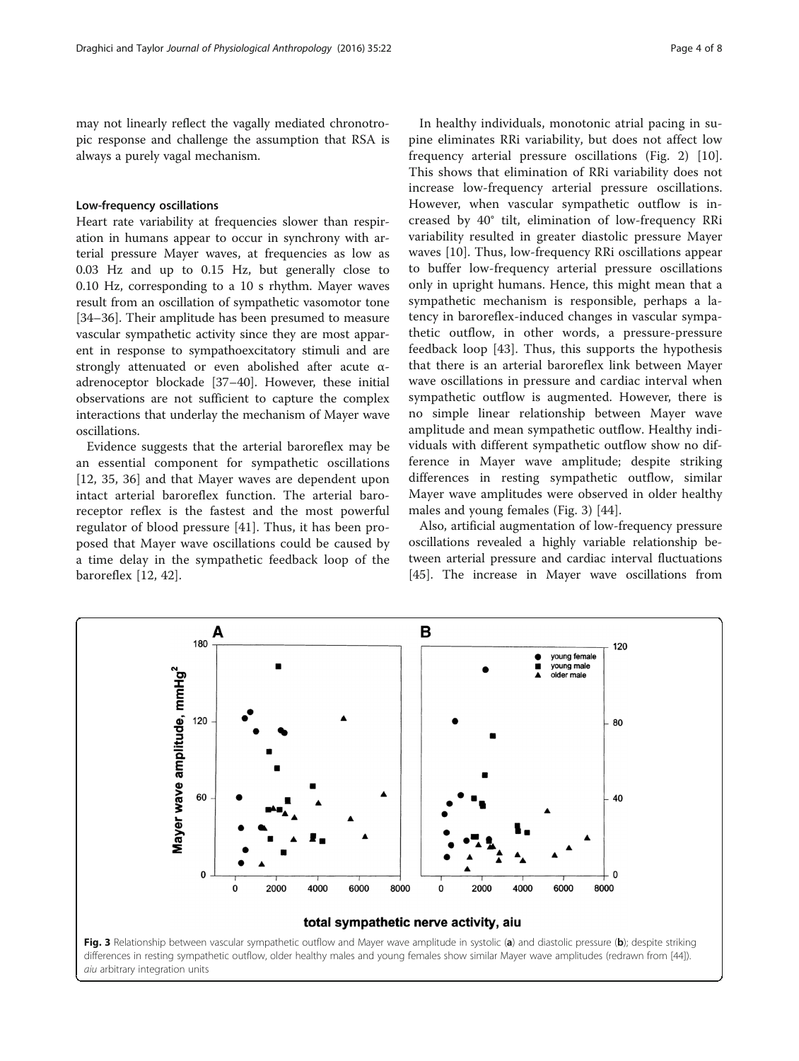may not linearly reflect the vagally mediated chronotropic response and challenge the assumption that RSA is always a purely vagal mechanism.

### Low-frequency oscillations

Heart rate variability at frequencies slower than respiration in humans appear to occur in synchrony with arterial pressure Mayer waves, at frequencies as low as 0.03 Hz and up to 0.15 Hz, but generally close to 0.10 Hz, corresponding to a 10 s rhythm. Mayer waves result from an oscillation of sympathetic vasomotor tone [34–36]. Their amplitude has been presumed to measure vascular sympathetic activity since they are most apparent in response to sympathoexcitatory stimuli and are strongly attenuated or even abolished after acute α-adrenoceptor blockade [37–40]. However, these initial observations are not sufficient to capture the complex interactions that underlay the mechanism of Mayer wave oscillations.

Evidence suggests that the arterial baroreflex may be an essential component for sympathetic oscillations [12, 35, 36] and that Mayer waves are dependent upon intact arterial baroreflex function. The arterial baroreceptor reflex is the fastest and the most powerful regulator of blood pressure [41]. Thus, it has been proposed that Mayer wave oscillations could be caused by a time delay in the sympathetic feedback loop of the baroreflex [12, 42].

In healthy individuals, monotonic atrial pacing in supine eliminates RRi variability, but does not affect low frequency arterial pressure oscillations (Fig. 2) [10]. This shows that elimination of RRi variability does not increase low-frequency arterial pressure oscillations. However, when vascular sympathetic outflow is increased by 40° tilt, elimination of low-frequency RRi variability resulted in greater diastolic pressure Mayer waves [10]. Thus, low-frequency RRi oscillations appear to buffer low-frequency arterial pressure oscillations only in upright humans. Hence, this might mean that a sympathetic mechanism is responsible, perhaps a latency in baroreflex-induced changes in vascular sympathetic outflow, in other words, a pressure-pressure feedback loop [43]. Thus, this supports the hypothesis that there is an arterial baroreflex link between Mayer wave oscillations in pressure and cardiac interval when sympathetic outflow is augmented. However, there is no simple linear relationship between Mayer wave amplitude and mean sympathetic outflow. Healthy individuals with different sympathetic outflow show no difference in Mayer wave amplitude; despite striking differences in resting sympathetic outflow, similar Mayer wave amplitudes were observed in older healthy males and young females (Fig. 3) [44].

Also, artificial augmentation of low-frequency pressure oscillations revealed a highly variable relationship between arterial pressure and cardiac interval fluctuations [45]. The increase in Mayer wave oscillations from

**Fig. 3** Relationship between vascular sympathetic outflow and Mayer wave amplitude in systolic (**a**) and diastolic pressure (**b**); despite striking differences in resting sympathetic outflow, older healthy males and young females show similar Mayer wave amplitudes (redrawn from [44]). *aiu* arbitrary integration units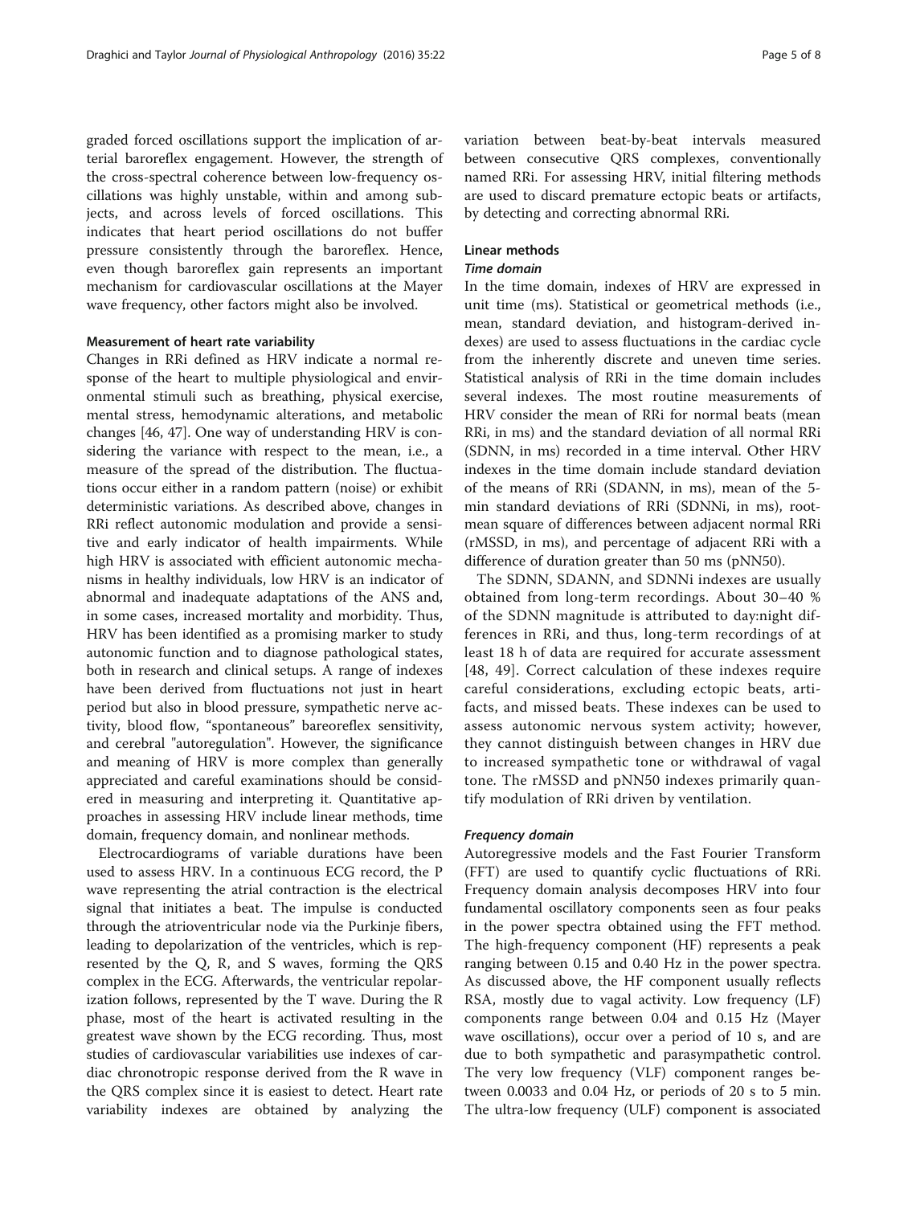graded forced oscillations support the implication of arterial baroreflex engagement. However, the strength of the cross-spectral coherence between low-frequency oscillations was highly unstable, within and among subjects, and across levels of forced oscillations. This indicates that heart period oscillations do not buffer pressure consistently through the baroreflex. Hence, even though baroreflex gain represents an important mechanism for cardiovascular oscillations at the Mayer wave frequency, other factors might also be involved.

### Measurement of heart rate variability

Changes in RRi defined as HRV indicate a normal response of the heart to multiple physiological and environmental stimuli such as breathing, physical exercise, mental stress, hemodynamic alterations, and metabolic changes [46, 47]. One way of understanding HRV is considering the variance with respect to the mean, i.e., a measure of the spread of the distribution. The fluctuations occur either in a random pattern (noise) or exhibit deterministic variations. As described above, changes in RRi reflect autonomic modulation and provide a sensitive and early indicator of health impairments. While high HRV is associated with efficient autonomic mechanisms in healthy individuals, low HRV is an indicator of abnormal and inadequate adaptations of the ANS and, in some cases, increased mortality and morbidity. Thus, HRV has been identified as a promising marker to study autonomic function and to diagnose pathological states, both in research and clinical setups. A range of indexes have been derived from fluctuations not just in heart period but also in blood pressure, sympathetic nerve activity, blood flow, "spontaneous" bareoreflex sensitivity, and cerebral "autoregulation". However, the significance and meaning of HRV is more complex than generally appreciated and careful examinations should be considered in measuring and interpreting it. Quantitative approaches in assessing HRV include linear methods, time domain, frequency domain, and nonlinear methods.

Electrocardiograms of variable durations have been used to assess HRV. In a continuous ECG record, the P wave representing the atrial contraction is the electrical signal that initiates a beat. The impulse is conducted through the atrioventricular node via the Purkinje fibers, leading to depolarization of the ventricles, which is represented by the Q, R, and S waves, forming the QRS complex in the ECG. Afterwards, the ventricular repolarization follows, represented by the T wave. During the R phase, most of the heart is activated resulting in the greatest wave shown by the ECG recording. Thus, most studies of cardiovascular variabilities use indexes of cardiac chronotropic response derived from the R wave in the QRS complex since it is easiest to detect. Heart rate variability indexes are obtained by analyzing the variation between beat-by-beat intervals measured between consecutive QRS complexes, conventionally named RRi. For assessing HRV, initial filtering methods are used to discard premature ectopic beats or artifacts, by detecting and correcting abnormal RRi.

### Linear methods

#### *Time domain*

In the time domain, indexes of HRV are expressed in unit time (ms). Statistical or geometrical methods (i.e., mean, standard deviation, and histogram-derived indexes) are used to assess fluctuations in the cardiac cycle from the inherently discrete and uneven time series. Statistical analysis of RRi in the time domain includes several indexes. The most routine measurements of HRV consider the mean of RRi for normal beats (mean RRi, in ms) and the standard deviation of all normal RRi (SDNN, in ms) recorded in a time interval. Other HRV indexes in the time domain include standard deviation of the means of RRi (SDANN, in ms), mean of the 5-min standard deviations of RRi (SDNNi, in ms), root-mean square of differences between adjacent normal RRi (rMSSD, in ms), and percentage of adjacent RRi with a difference of duration greater than 50 ms (pNN50).

The SDNN, SDANN, and SDNNi indexes are usually obtained from long-term recordings. About 30–40 % of the SDNN magnitude is attributed to day:night differences in RRi, and thus, long-term recordings of at least 18 h of data are required for accurate assessment [48, 49]. Correct calculation of these indexes require careful considerations, excluding ectopic beats, artifacts, and missed beats. These indexes can be used to assess autonomic nervous system activity; however, they cannot distinguish between changes in HRV due to increased sympathetic tone or withdrawal of vagal tone. The rMSSD and pNN50 indexes primarily quantify modulation of RRi driven by ventilation.

#### *Frequency domain*

Autoregressive models and the Fast Fourier Transform (FFT) are used to quantify cyclic fluctuations of RRi. Frequency domain analysis decomposes HRV into four fundamental oscillatory components seen as four peaks in the power spectra obtained using the FFT method. The high-frequency component (HF) represents a peak ranging between 0.15 and 0.40 Hz in the power spectra. As discussed above, the HF component usually reflects RSA, mostly due to vagal activity. Low frequency (LF) components range between 0.04 and 0.15 Hz (Mayer wave oscillations), occur over a period of 10 s, and are due to both sympathetic and parasympathetic control. The very low frequency (VLF) component ranges between 0.0033 and 0.04 Hz, or periods of 20 s to 5 min. The ultra-low frequency (ULF) component is associated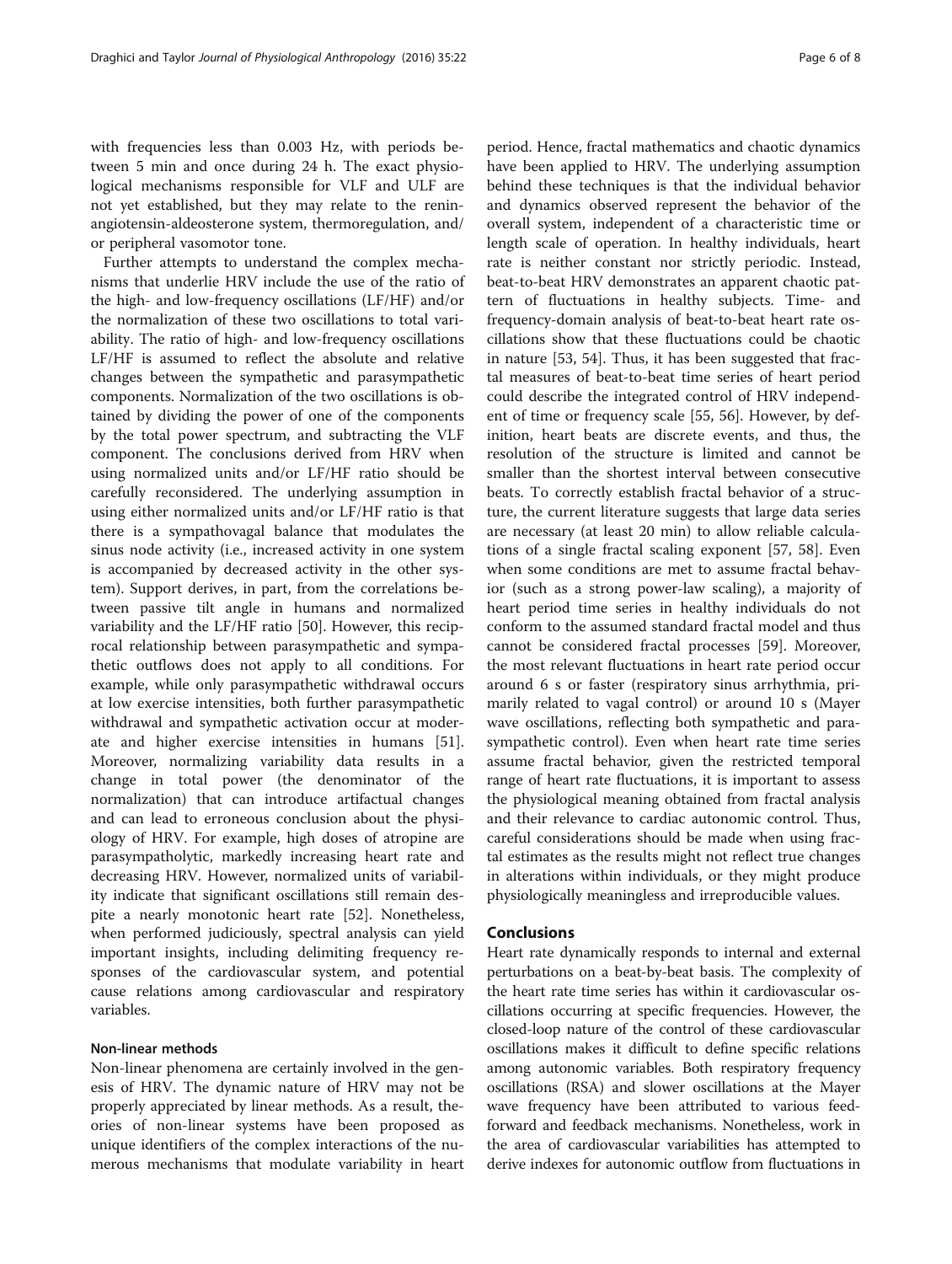with frequencies less than 0.003 Hz, with periods between 5 min and once during 24 h. The exact physiological mechanisms responsible for VLF and ULF are not yet established, but they may relate to the renin-angiotensin-aldeosterone system, thermoregulation, and/or peripheral vasomotor tone.

Further attempts to understand the complex mechanisms that underlie HRV include the use of the ratio of the high- and low-frequency oscillations (LF/HF) and/or the normalization of these two oscillations to total variability. The ratio of high- and low-frequency oscillations LF/HF is assumed to reflect the absolute and relative changes between the sympathetic and parasympathetic components. Normalization of the two oscillations is obtained by dividing the power of one of the components by the total power spectrum, and subtracting the VLF component. The conclusions derived from HRV when using normalized units and/or LF/HF ratio should be carefully reconsidered. The underlying assumption in using either normalized units and/or LF/HF ratio is that there is a sympathovagal balance that modulates the sinus node activity (i.e., increased activity in one system is accompanied by decreased activity in the other system). Support derives, in part, from the correlations between passive tilt angle in humans and normalized variability and the LF/HF ratio [50]. However, this reciprocal relationship between parasympathetic and sympathetic outflows does not apply to all conditions. For example, while only parasympathetic withdrawal occurs at low exercise intensities, both further parasympathetic withdrawal and sympathetic activation occur at moderate and higher exercise intensities in humans [51]. Moreover, normalizing variability data results in a change in total power (the denominator of the normalization) that can introduce artifactual changes and can lead to erroneous conclusion about the physiology of HRV. For example, high doses of atropine are parasympatholytic, markedly increasing heart rate and decreasing HRV. However, normalized units of variability indicate that significant oscillations still remain despite a nearly monotonic heart rate [52]. Nonetheless, when performed judiciously, spectral analysis can yield important insights, including delimiting frequency responses of the cardiovascular system, and potential cause relations among cardiovascular and respiratory variables.

### Non-linear methods

Non-linear phenomena are certainly involved in the genesis of HRV. The dynamic nature of HRV may not be properly appreciated by linear methods. As a result, theories of non-linear systems have been proposed as unique identifiers of the complex interactions of the numerous mechanisms that modulate variability in heart period. Hence, fractal mathematics and chaotic dynamics have been applied to HRV. The underlying assumption behind these techniques is that the individual behavior and dynamics observed represent the behavior of the overall system, independent of a characteristic time or length scale of operation. In healthy individuals, heart rate is neither constant nor strictly periodic. Instead, beat-to-beat HRV demonstrates an apparent chaotic pattern of fluctuations in healthy subjects. Time- and frequency-domain analysis of beat-to-beat heart rate oscillations show that these fluctuations could be chaotic in nature [53, 54]. Thus, it has been suggested that fractal measures of beat-to-beat time series of heart period could describe the integrated control of HRV independent of time or frequency scale [55, 56]. However, by definition, heart beats are discrete events, and thus, the resolution of the structure is limited and cannot be smaller than the shortest interval between consecutive beats. To correctly establish fractal behavior of a structure, the current literature suggests that large data series are necessary (at least 20 min) to allow reliable calculations of a single fractal scaling exponent [57, 58]. Even when some conditions are met to assume fractal behavior (such as a strong power-law scaling), a majority of heart period time series in healthy individuals do not conform to the assumed standard fractal model and thus cannot be considered fractal processes [59]. Moreover, the most relevant fluctuations in heart rate period occur around 6 s or faster (respiratory sinus arrhythmia, primarily related to vagal control) or around 10 s (Mayer wave oscillations, reflecting both sympathetic and parasympathetic control). Even when heart rate time series assume fractal behavior, given the restricted temporal range of heart rate fluctuations, it is important to assess the physiological meaning obtained from fractal analysis and their relevance to cardiac autonomic control. Thus, careful considerations should be made when using fractal estimates as the results might not reflect true changes in alterations within individuals, or they might produce physiologically meaningless and irreproducible values.

## Conclusions

Heart rate dynamically responds to internal and external perturbations on a beat-by-beat basis. The complexity of the heart rate time series has within it cardiovascular oscillations occurring at specific frequencies. However, the closed-loop nature of the control of these cardiovascular oscillations makes it difficult to define specific relations among autonomic variables. Both respiratory frequency oscillations (RSA) and slower oscillations at the Mayer wave frequency have been attributed to various feed-forward and feedback mechanisms. Nonetheless, work in the area of cardiovascular variabilities has attempted to derive indexes for autonomic outflow from fluctuations in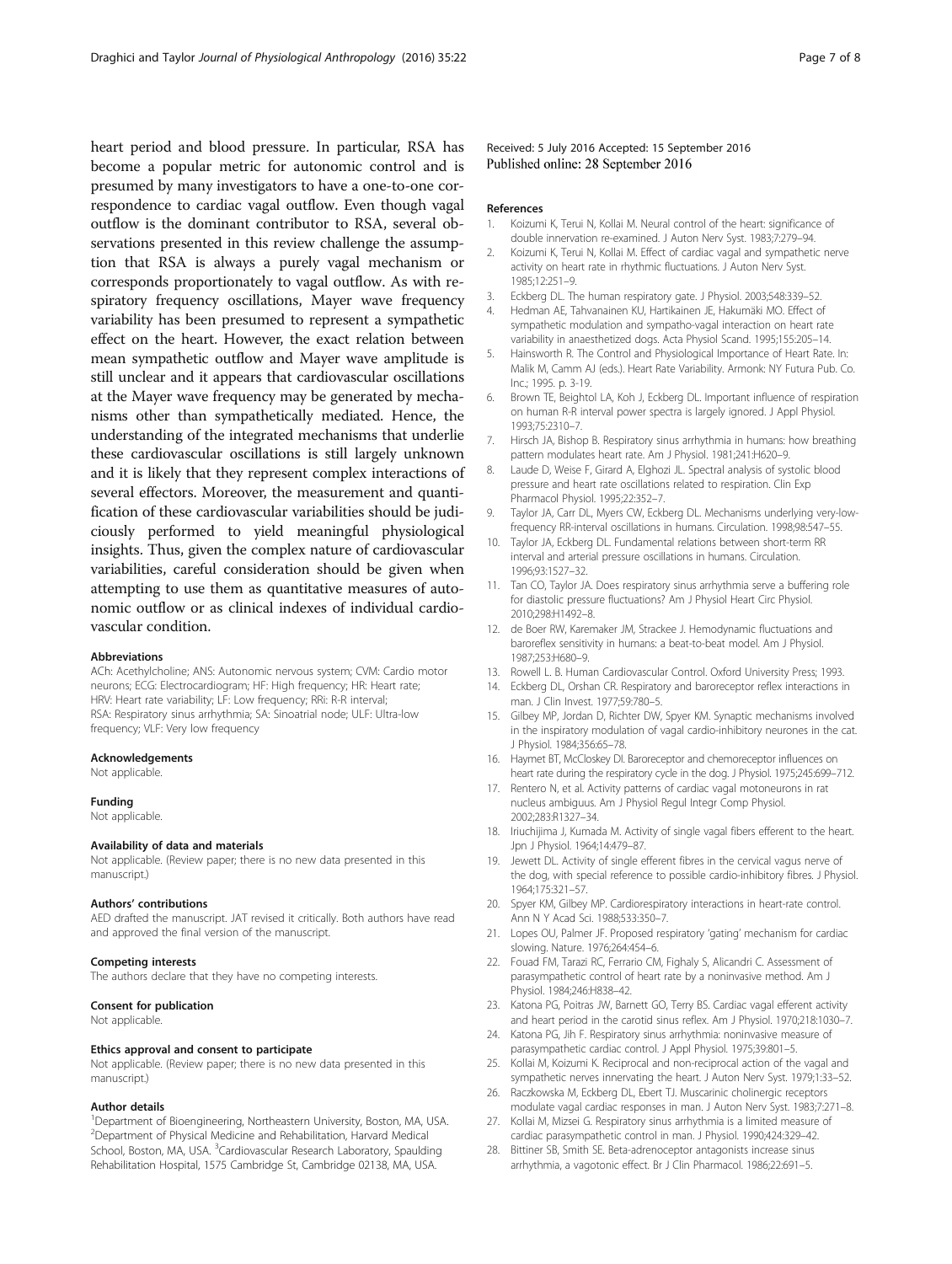heart period and blood pressure. In particular, RSA has become a popular metric for autonomic control and is presumed by many investigators to have a one-to-one correspondence to cardiac vagal outflow. Even though vagal outflow is the dominant contributor to RSA, several observations presented in this review challenge the assumption that RSA is always a purely vagal mechanism or corresponds proportionately to vagal outflow. As with respiratory frequency oscillations, Mayer wave frequency variability has been presumed to represent a sympathetic effect on the heart. However, the exact relation between mean sympathetic outflow and Mayer wave amplitude is still unclear and it appears that cardiovascular oscillations at the Mayer wave frequency may be generated by mechanisms other than sympathetically mediated. Hence, the understanding of the integrated mechanisms that underlie these cardiovascular oscillations is still largely unknown and it is likely that they represent complex interactions of several effectors. Moreover, the measurement and quantification of these cardiovascular variabilities should be judiciously performed to yield meaningful physiological insights. Thus, given the complex nature of cardiovascular variabilities, careful consideration should be given when attempting to use them as quantitative measures of autonomic outflow or as clinical indexes of individual cardiovascular condition.

#### Abbreviations

ACh: Acethylcholine; ANS: Autonomic nervous system; CVM: Cardio motor neurons; ECG: Electrocardiogram; HF: High frequency; HR: Heart rate; HRV: Heart rate variability; LF: Low frequency; RRi: R-R interval; RSA: Respiratory sinus arrhythmia; SA: Sinoatrial node; ULF: Ultra-low frequency; VLF: Very low frequency

#### Acknowledgements

Not applicable.

#### Funding

Not applicable.

#### Availability of data and materials

Not applicable. (Review paper; there is no new data presented in this manuscript.)

#### Authors' contributions

AED drafted the manuscript. JAT revised it critically. Both authors have read and approved the final version of the manuscript.

#### Competing interests

The authors declare that they have no competing interests.

#### Consent for publication

Not applicable.

#### Ethics approval and consent to participate

Not applicable. (Review paper; there is no new data presented in this manuscript.)

#### Author details

[1]Department of Bioengineering, Northeastern University, Boston, MA, USA. [2]Department of Physical Medicine and Rehabilitation, Harvard Medical School, Boston, MA, USA. [3]Cardiovascular Research Laboratory, Spaulding Rehabilitation Hospital, 1575 Cambridge St, Cambridge 02138, MA, USA.

Received: 5 July 2016 Accepted: 15 September 2016
Published online: 28 September 2016

#### References

1. Koizumi K, Terui N, Kollai M. Neural control of the heart: significance of double innervation re-examined. J Auton Nerv Syst. 1983;7:279–94.
2. Koizumi K, Terui N, Kollai M. Effect of cardiac vagal and sympathetic nerve activity on heart rate in rhythmic fluctuations. J Auton Nerv Syst. 1985;12:251–9.
3. Eckberg DL. The human respiratory gate. J Physiol. 2003;548:339–52.
4. Hedman AE, Tahvanainen KU, Hartikainen JE, Hakumäki MO. Effect of sympathetic modulation and sympatho-vagal interaction on heart rate variability in anaesthetized dogs. Acta Physiol Scand. 1995;155:205–14.
5. Hainsworth R. The Control and Physiological Importance of Heart Rate. In: Malik M, Camm AJ (eds.). Heart Rate Variability. Armonk: NY Futura Pub. Co. Inc.; 1995. p. 3-19.
6. Brown TE, Beightol LA, Koh J, Eckberg DL. Important influence of respiration on human R-R interval power spectra is largely ignored. J Appl Physiol. 1993;75:2310–7.
7. Hirsch JA, Bishop B. Respiratory sinus arrhythmia in humans: how breathing pattern modulates heart rate. Am J Physiol. 1981;241:H620–9.
8. Laude D, Weise F, Girard A, Elghozi JL. Spectral analysis of systolic blood pressure and heart rate oscillations related to respiration. Clin Exp Pharmacol Physiol. 1995;22:352–7.
9. Taylor JA, Carr DL, Myers CW, Eckberg DL. Mechanisms underlying very-low-frequency RR-interval oscillations in humans. Circulation. 1998;98:547–55.
10. Taylor JA, Eckberg DL. Fundamental relations between short-term RR interval and arterial pressure oscillations in humans. Circulation. 1996;93:1527–32.
11. Tan CO, Taylor JA. Does respiratory sinus arrhythmia serve a buffering role for diastolic pressure fluctuations? Am J Physiol Heart Circ Physiol. 2010;298:H1492–8.
12. de Boer RW, Karemaker JM, Strackee J. Hemodynamic fluctuations and baroreflex sensitivity in humans: a beat-to-beat model. Am J Physiol. 1987;253:H680–9.
13. Rowell L. B. Human Cardiovascular Control. Oxford University Press; 1993.
14. Eckberg DL, Orshan CR. Respiratory and baroreceptor reflex interactions in man. J Clin Invest. 1977;59:780–5.
15. Gilbey MP, Jordan D, Richter DW, Spyer KM. Synaptic mechanisms involved in the inspiratory modulation of vagal cardio-inhibitory neurones in the cat. J Physiol. 1984;356:65–78.
16. Haymet BT, McCloskey DI. Baroreceptor and chemoreceptor influences on heart rate during the respiratory cycle in the dog. J Physiol. 1975;245:699–712.
17. Rentero N, et al. Activity patterns of cardiac vagal motoneurons in rat nucleus ambiguus. Am J Physiol Regul Integr Comp Physiol. 2002;283:R1327–34.
18. Iriuchijima J, Kumada M. Activity of single vagal fibers efferent to the heart. Jpn J Physiol. 1964;14:479–87.
19. Jewett DL. Activity of single efferent fibres in the cervical vagus nerve of the dog, with special reference to possible cardio-inhibitory fibres. J Physiol. 1964;175:321–57.
20. Spyer KM, Gilbey MP. Cardiorespiratory interactions in heart-rate control. Ann N Y Acad Sci. 1988;533:350–7.
21. Lopes OU, Palmer JF. Proposed respiratory 'gating' mechanism for cardiac slowing. Nature. 1976;264:454–6.
22. Fouad FM, Tarazi RC, Ferrario CM, Fighaly S, Alicandri C. Assessment of parasympathetic control of heart rate by a noninvasive method. Am J Physiol. 1984;246:H838–42.
23. Katona PG, Poitras JW, Barnett GO, Terry BS. Cardiac vagal efferent activity and heart period in the carotid sinus reflex. Am J Physiol. 1970;218:1030–7.
24. Katona PG, Jih F. Respiratory sinus arrhythmia: noninvasive measure of parasympathetic cardiac control. J Appl Physiol. 1975;39:801–5.
25. Kollai M, Koizumi K. Reciprocal and non-reciprocal action of the vagal and sympathetic nerves innervating the heart. J Auton Nerv Syst. 1979;1:33–52.
26. Raczkowska M, Eckberg DL, Ebert TJ. Muscarinic cholinergic receptors modulate vagal cardiac responses in man. J Auton Nerv Syst. 1983;7:271–8.
27. Kollai M, Mizsei G. Respiratory sinus arrhythmia is a limited measure of cardiac parasympathetic control in man. J Physiol. 1990;424:329–42.
28. Bittiner SB, Smith SE. Beta-adrenoceptor antagonists increase sinus arrhythmia, a vagotonic effect. Br J Clin Pharmacol. 1986;22:691–5.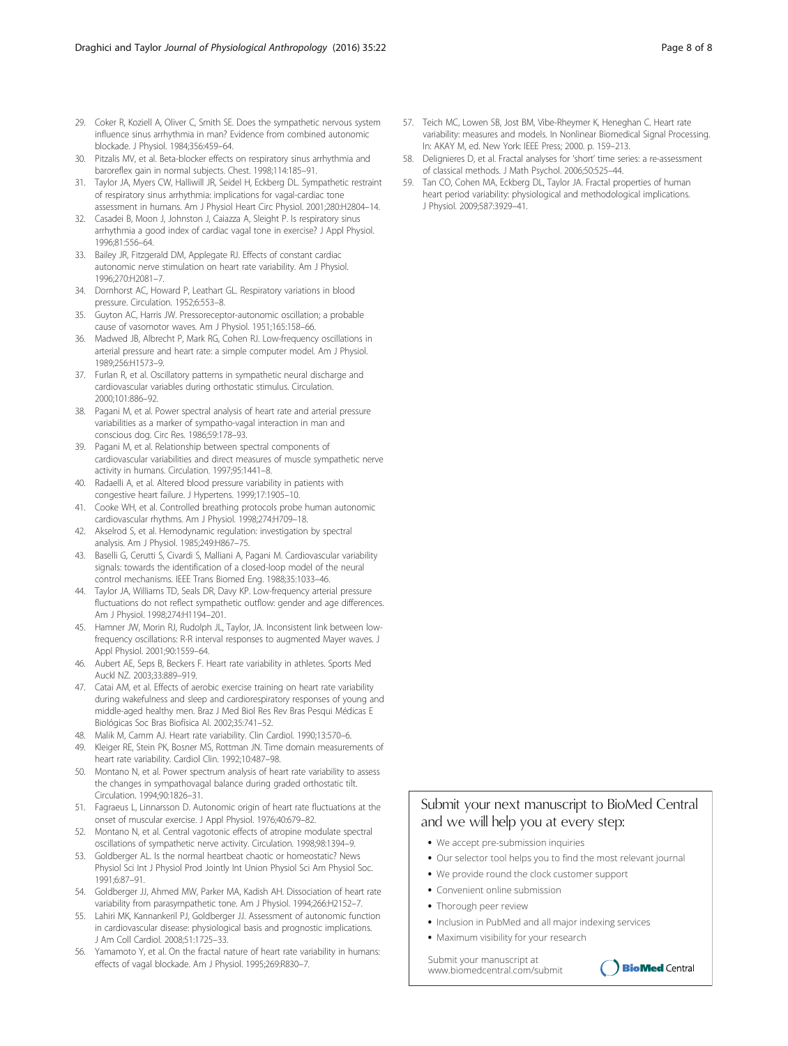29. Coker R, Koziell A, Oliver C, Smith SE. Does the sympathetic nervous system influence sinus arrhythmia in man? Evidence from combined autonomic blockade. J Physiol. 1984;356:459–64.
30. Pitzalis MV, et al. Beta-blocker effects on respiratory sinus arrhythmia and baroreflex gain in normal subjects. Chest. 1998;114:185–91.
31. Taylor JA, Myers CW, Halliwill JR, Seidel H, Eckberg DL. Sympathetic restraint of respiratory sinus arrhythmia: implications for vagal-cardiac tone assessment in humans. Am J Physiol Heart Circ Physiol. 2001;280:H2804–14.
32. Casadei B, Moon J, Johnston J, Caiazza A, Sleight P. Is respiratory sinus arrhythmia a good index of cardiac vagal tone in exercise? J Appl Physiol. 1996;81:556–64.
33. Bailey JR, Fitzgerald DM, Applegate RJ. Effects of constant cardiac autonomic nerve stimulation on heart rate variability. Am J Physiol. 1996;270:H2081–7.
34. Dornhorst AC, Howard P, Leathart GL. Respiratory variations in blood pressure. Circulation. 1952;6:553–8.
35. Guyton AC, Harris JW. Pressoreceptor-autonomic oscillation; a probable cause of vasomotor waves. Am J Physiol. 1951;165:158–66.
36. Madwed JB, Albrecht P, Mark RG, Cohen RJ. Low-frequency oscillations in arterial pressure and heart rate: a simple computer model. Am J Physiol. 1989;256:H1573–9.
37. Furlan R, et al. Oscillatory patterns in sympathetic neural discharge and cardiovascular variables during orthostatic stimulus. Circulation. 2000;101:886–92.
38. Pagani M, et al. Power spectral analysis of heart rate and arterial pressure variabilities as a marker of sympatho-vagal interaction in man and conscious dog. Circ Res. 1986;59:178–93.
39. Pagani M, et al. Relationship between spectral components of cardiovascular variabilities and direct measures of muscle sympathetic nerve activity in humans. Circulation. 1997;95:1441–8.
40. Radaelli A, et al. Altered blood pressure variability in patients with congestive heart failure. J Hypertens. 1999;17:1905–10.
41. Cooke WH, et al. Controlled breathing protocols probe human autonomic cardiovascular rhythms. Am J Physiol. 1998;274:H709–18.
42. Akselrod S, et al. Hemodynamic regulation: investigation by spectral analysis. Am J Physiol. 1985;249:H867–75.
43. Baselli G, Cerutti S, Civardi S, Malliani A, Pagani M. Cardiovascular variability signals: towards the identification of a closed-loop model of the neural control mechanisms. IEEE Trans Biomed Eng. 1988;35:1033–46.
44. Taylor JA, Williams TD, Seals DR, Davy KP. Low-frequency arterial pressure fluctuations do not reflect sympathetic outflow: gender and age differences. Am J Physiol. 1998;274:H1194–201.
45. Hamner JW, Morin RJ, Rudolph JL, Taylor, JA. Inconsistent link between low-frequency oscillations: R-R interval responses to augmented Mayer waves. J Appl Physiol. 2001;90:1559–64.
46. Aubert AE, Seps B, Beckers F. Heart rate variability in athletes. Sports Med Auckl NZ. 2003;33:889–919.
47. Catai AM, et al. Effects of aerobic exercise training on heart rate variability during wakefulness and sleep and cardiorespiratory responses of young and middle-aged healthy men. Braz J Med Biol Res Rev Bras Pesqui Médicas E Biológicas Soc Bras Biofísica Al. 2002;35:741–52.
48. Malik M, Camm AJ. Heart rate variability. Clin Cardiol. 1990;13:570–6.
49. Kleiger RE, Stein PK, Bosner MS, Rottman JN. Time domain measurements of heart rate variability. Cardiol Clin. 1992;10:487–98.
50. Montano N, et al. Power spectrum analysis of heart rate variability to assess the changes in sympathovagal balance during graded orthostatic tilt. Circulation. 1994;90:1826–31.
51. Fagraeus L, Linnarsson D. Autonomic origin of heart rate fluctuations at the onset of muscular exercise. J Appl Physiol. 1976;40:679–82.
52. Montano N, et al. Central vagotonic effects of atropine modulate spectral oscillations of sympathetic nerve activity. Circulation. 1998;98:1394–9.
53. Goldberger AL. Is the normal heartbeat chaotic or homeostatic? News Physiol Sci Int J Physiol Prod Jointly Int Union Physiol Sci Am Physiol Soc. 1991;6:87–91.
54. Goldberger JJ, Ahmed MW, Parker MA, Kadish AH. Dissociation of heart rate variability from parasympathetic tone. Am J Physiol. 1994;266:H2152–7.
55. Lahiri MK, Kannankeril PJ, Goldberger JJ. Assessment of autonomic function in cardiovascular disease: physiological basis and prognostic implications. J Am Coll Cardiol. 2008;51:1725–33.
56. Yamamoto Y, et al. On the fractal nature of heart rate variability in humans: effects of vagal blockade. Am J Physiol. 1995;269:R830–7.
57. Teich MC, Lowen SB, Jost BM, Vibe-Rheymer K, Heneghan C. Heart rate variability: measures and models. In Nonlinear Biomedical Signal Processing. In: AKAY M, ed. New York: IEEE Press; 2000. p. 159–213.
58. Delignieres D, et al. Fractal analyses for 'short' time series: a re-assessment of classical methods. J Math Psychol. 2006;50:525–44.
59. Tan CO, Cohen MA, Eckberg DL, Taylor JA. Fractal properties of human heart period variability: physiological and methodological implications. J Physiol. 2009;587:3929–41.

Submit your next manuscript to BioMed Central and we will help you at every step:

- We accept pre-submission inquiries
- Our selector tool helps you to find the most relevant journal
- We provide round the clock customer support
- Convenient online submission
- Thorough peer review
- Inclusion in PubMed and all major indexing services
- Maximum visibility for your research

Submit your manuscript at
www.biomedcentral.com/submit

BioMed Central